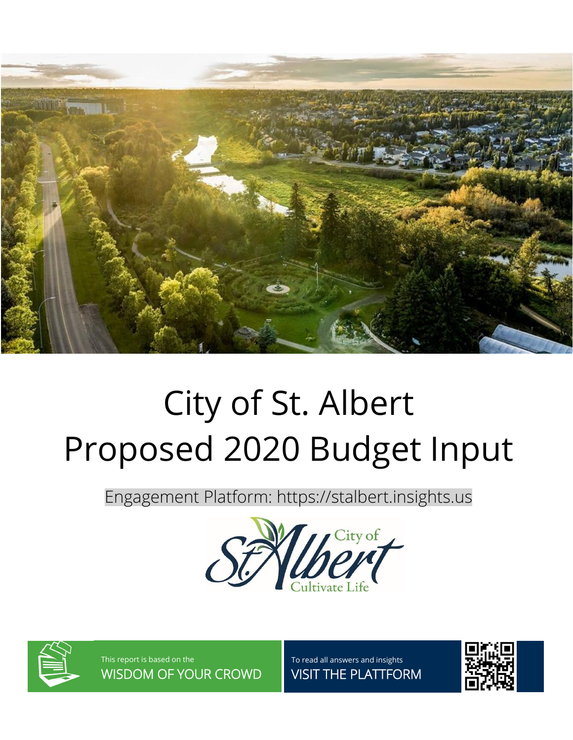# City of St. Albert
# Proposed 2020 Budget Input

Engagement Platform: https://stalbert.insights.us

City of St. Albert
Cultivate Life

This report is based on the
WISDOM OF YOUR CROWD

To read all answers and insights
VISIT THE PLATTFORM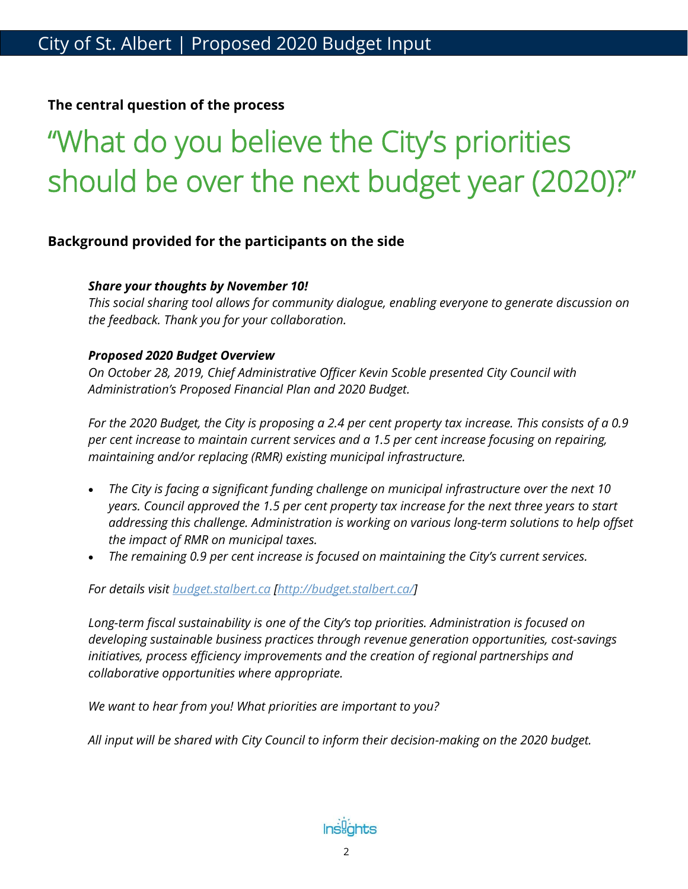**The central question of the process**

# "What do you believe the City's priorities should be over the next budget year (2020)?"

**Background provided for the participants on the side**

***Share your thoughts by November 10!***
*This social sharing tool allows for community dialogue, enabling everyone to generate discussion on the feedback. Thank you for your collaboration.*

***Proposed 2020 Budget Overview***
*On October 28, 2019, Chief Administrative Officer Kevin Scoble presented City Council with Administration's Proposed Financial Plan and 2020 Budget.*

*For the 2020 Budget, the City is proposing a 2.4 per cent property tax increase. This consists of a 0.9 per cent increase to maintain current services and a 1.5 per cent increase focusing on repairing, maintaining and/or replacing (RMR) existing municipal infrastructure.*

- *The City is facing a significant funding challenge on municipal infrastructure over the next 10 years. Council approved the 1.5 per cent property tax increase for the next three years to start addressing this challenge. Administration is working on various long-term solutions to help offset the impact of RMR on municipal taxes.*
- *The remaining 0.9 per cent increase is focused on maintaining the City's current services.*

*For details visit [budget.stalbert.ca](http://budget.stalbert.ca/) [http://budget.stalbert.ca/]*

*Long-term fiscal sustainability is one of the City's top priorities. Administration is focused on developing sustainable business practices through revenue generation opportunities, cost-savings initiatives, process efficiency improvements and the creation of regional partnerships and collaborative opportunities where appropriate.*

*We want to hear from you! What priorities are important to you?*

*All input will be shared with City Council to inform their decision-making on the 2020 budget.*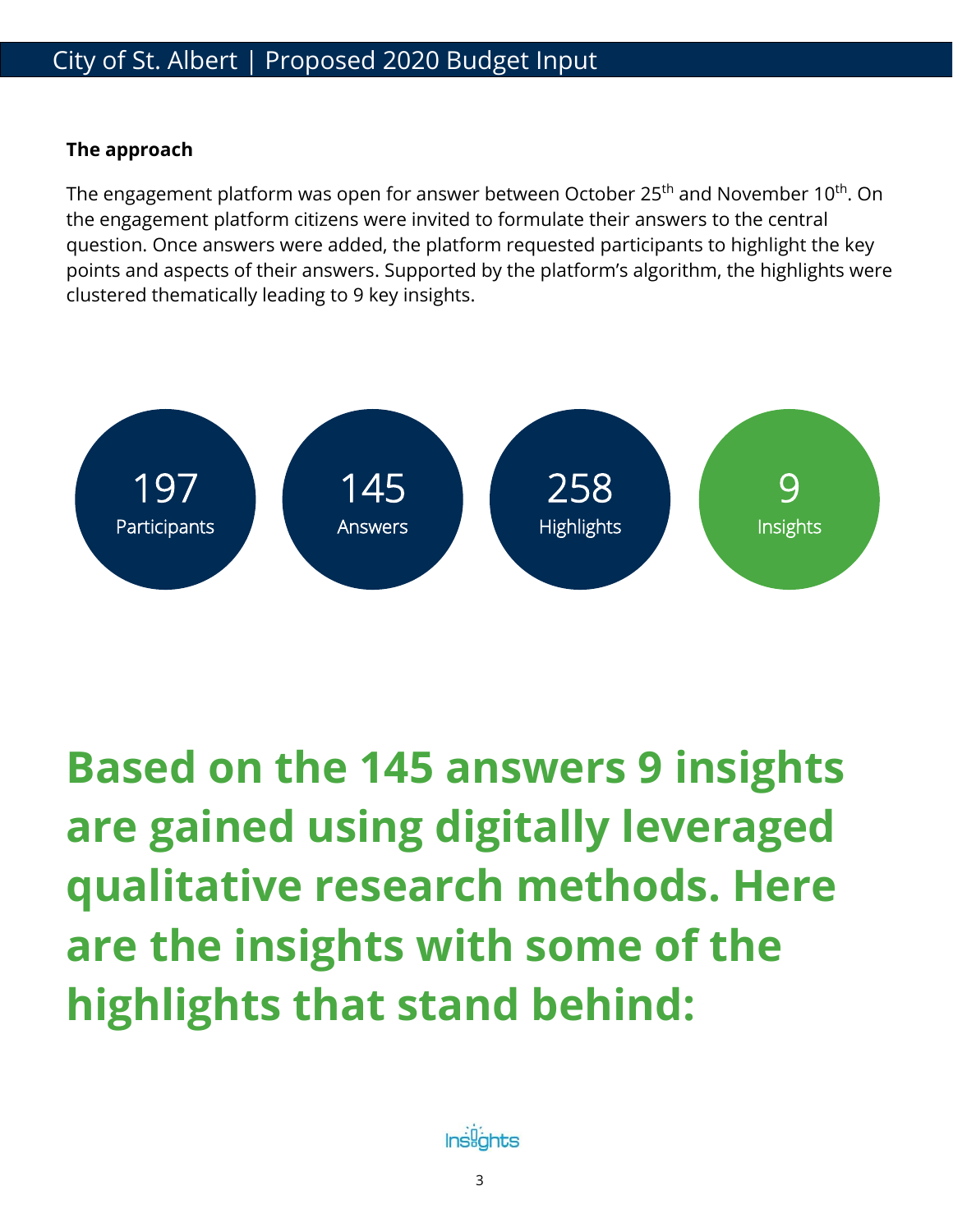**The approach**

The engagement platform was open for answer between October 25th and November 10th. On the engagement platform citizens were invited to formulate their answers to the central question. Once answers were added, the platform requested participants to highlight the key points and aspects of their answers. Supported by the platform's algorithm, the highlights were clustered thematically leading to 9 key insights.

197 Participants

145 Answers

258 Highlights

9 Insights

## Based on the 145 answers 9 insights are gained using digitally leveraged qualitative research methods. Here are the insights with some of the highlights that stand behind: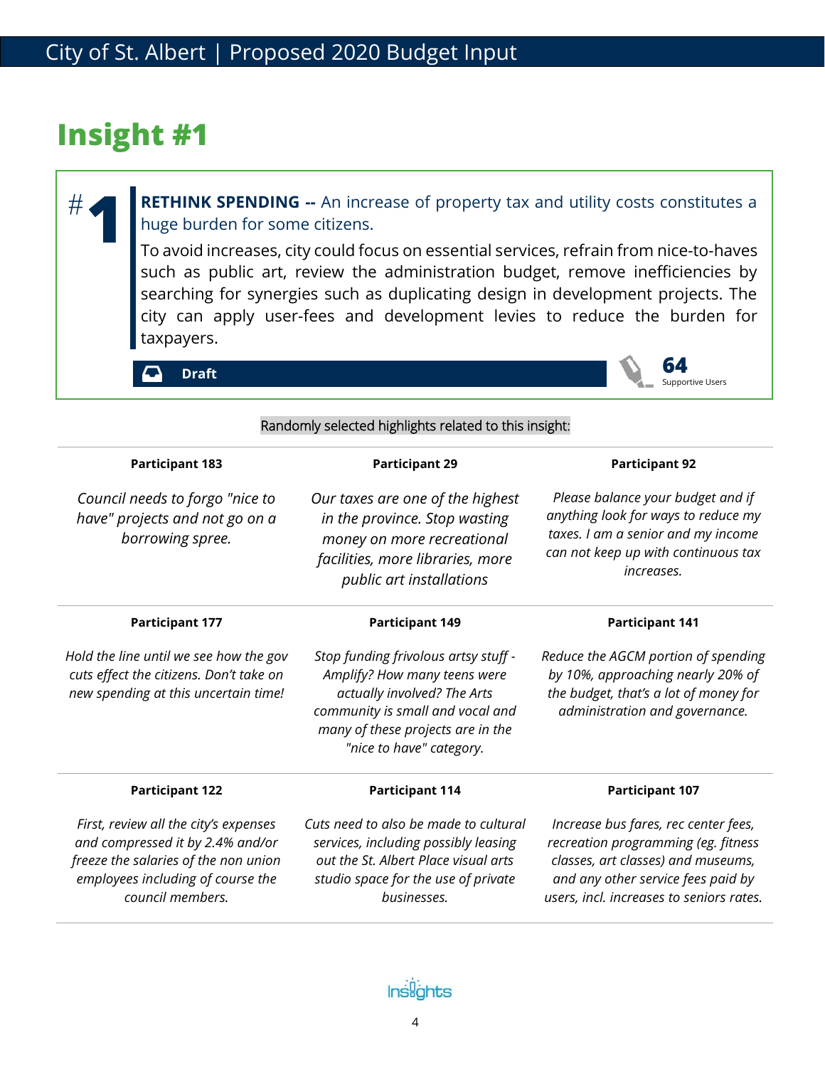# Insight #1

**#1**

**RETHINK SPENDING --** An increase of property tax and utility costs constitutes a huge burden for some citizens.

To avoid increases, city could focus on essential services, refrain from nice-to-haves such as public art, review the administration budget, remove inefficiencies by searching for synergies such as duplicating design in development projects. The city can apply user-fees and development levies to reduce the burden for taxpayers.

**Draft**

**64** Supportive Users

Randomly selected highlights related to this insight:

| Participant 183 | Participant 29 | Participant 92 |
|---|---|---|
| *Council needs to forgo "nice to have" projects and not go on a borrowing spree.* | *Our taxes are one of the highest in the province. Stop wasting money on more recreational facilities, more libraries, more public art installations* | *Please balance your budget and if anything look for ways to reduce my taxes. I am a senior and my income can not keep up with continuous tax increases.* |
| **Participant 177** | **Participant 149** | **Participant 141** |
| *Hold the line until we see how the gov cuts effect the citizens. Don't take on new spending at this uncertain time!* | *Stop funding frivolous artsy stuff - Amplify? How many teens were actually involved? The Arts community is small and vocal and many of these projects are in the "nice to have" category.* | *Reduce the AGCM portion of spending by 10%, approaching nearly 20% of the budget, that's a lot of money for administration and governance.* |
| **Participant 122** | **Participant 114** | **Participant 107** |
| *First, review all the city's expenses and compressed it by 2.4% and/or freeze the salaries of the non union employees including of course the council members.* | *Cuts need to also be made to cultural services, including possibly leasing out the St. Albert Place visual arts studio space for the use of private businesses.* | *Increase bus fares, rec center fees, recreation programming (eg. fitness classes, art classes) and museums, and any other service fees paid by users, incl. increases to seniors rates.* |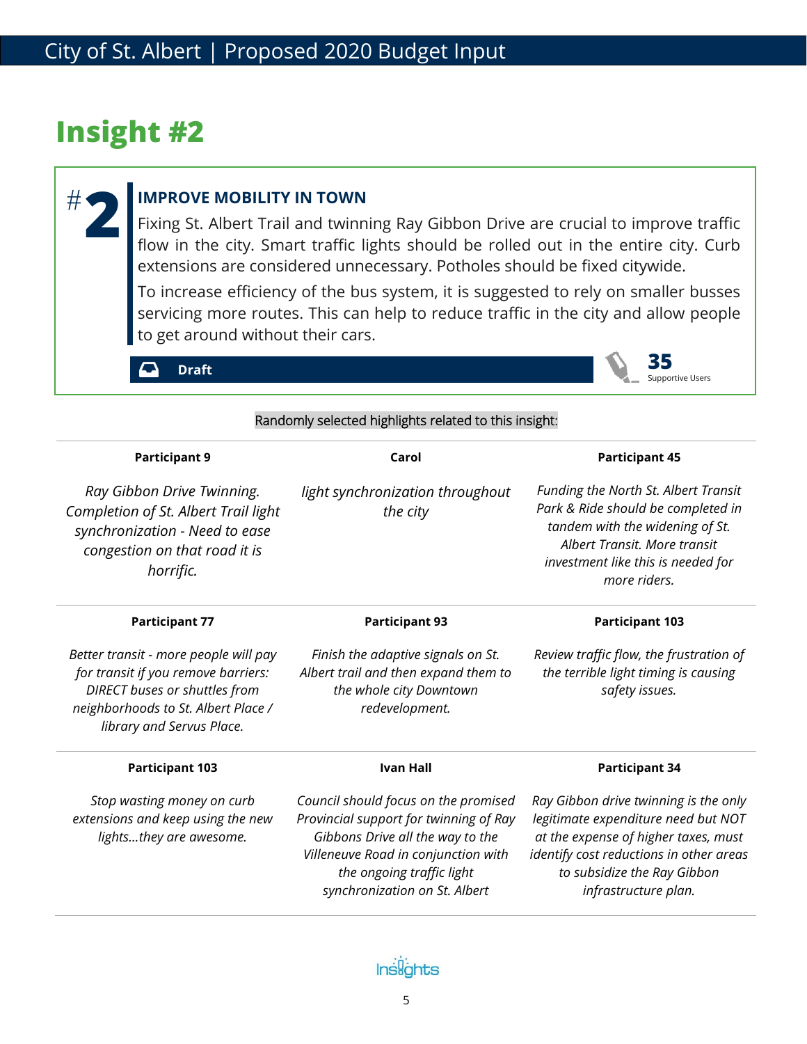# Insight #2

## #2 IMPROVE MOBILITY IN TOWN

Fixing St. Albert Trail and twinning Ray Gibbon Drive are crucial to improve traffic flow in the city. Smart traffic lights should be rolled out in the entire city. Curb extensions are considered unnecessary. Potholes should be fixed citywide.

To increase efficiency of the bus system, it is suggested to rely on smaller busses servicing more routes. This can help to reduce traffic in the city and allow people to get around without their cars.

**Draft**

**35** Supportive Users

Randomly selected highlights related to this insight:

| Participant 9 | Carol | Participant 45 |
|---|---|---|
| *Ray Gibbon Drive Twinning. Completion of St. Albert Trail light synchronization - Need to ease congestion on that road it is horrific.* | *light synchronization throughout the city* | *Funding the North St. Albert Transit Park & Ride should be completed in tandem with the widening of St. Albert Transit. More transit investment like this is needed for more riders.* |
| **Participant 77** | **Participant 93** | **Participant 103** |
| *Better transit - more people will pay for transit if you remove barriers: DIRECT buses or shuttles from neighborhoods to St. Albert Place / library and Servus Place.* | *Finish the adaptive signals on St. Albert trail and then expand them to the whole city Downtown redevelopment.* | *Review traffic flow, the frustration of the terrible light timing is causing safety issues.* |
| **Participant 103** | **Ivan Hall** | **Participant 34** |
| *Stop wasting money on curb extensions and keep using the new lights...they are awesome.* | *Council should focus on the promised Provincial support for twinning of Ray Gibbons Drive all the way to the Villeneuve Road in conjunction with the ongoing traffic light synchronization on St. Albert* | *Ray Gibbon drive twinning is the only legitimate expenditure need but NOT at the expense of higher taxes, must identify cost reductions in other areas to subsidize the Ray Gibbon infrastructure plan.* |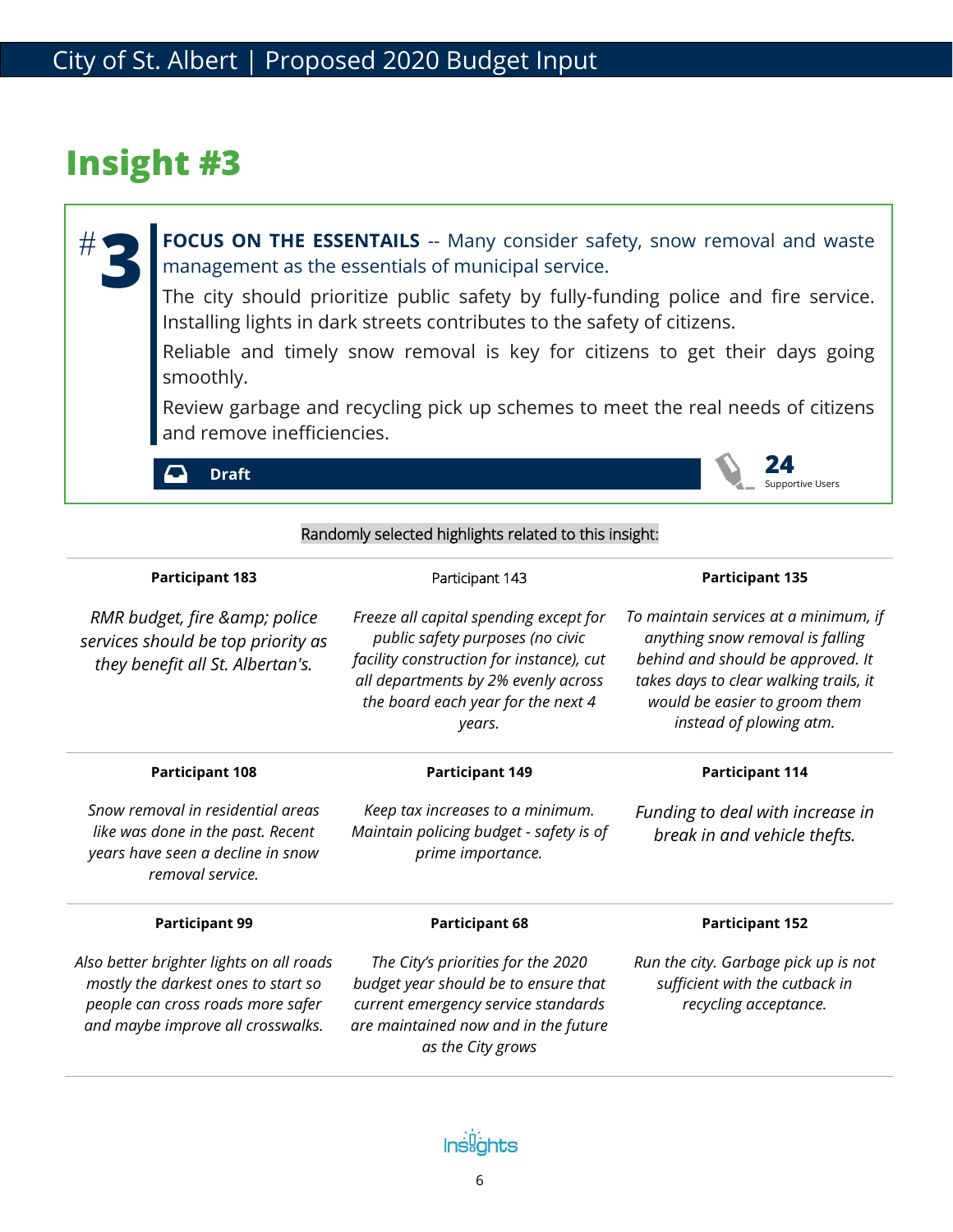# Insight #3

**#3**

**FOCUS ON THE ESSENTAILS** -- Many consider safety, snow removal and waste management as the essentials of municipal service.

The city should prioritize public safety by fully-funding police and fire service. Installing lights in dark streets contributes to the safety of citizens.

Reliable and timely snow removal is key for citizens to get their days going smoothly.

Review garbage and recycling pick up schemes to meet the real needs of citizens and remove inefficiencies.

**Draft**

**24** Supportive Users

Randomly selected highlights related to this insight:

| **Participant 183** | Participant 143 | **Participant 135** |
|---|---|---|
| *RMR budget, fire &amp; police services should be top priority as they benefit all St. Albertan's.* | *Freeze all capital spending except for public safety purposes (no civic facility construction for instance), cut all departments by 2% evenly across the board each year for the next 4 years.* | *To maintain services at a minimum, if anything snow removal is falling behind and should be approved. It takes days to clear walking trails, it would be easier to groom them instead of plowing atm.* |
| **Participant 108** | **Participant 149** | **Participant 114** |
| *Snow removal in residential areas like was done in the past. Recent years have seen a decline in snow removal service.* | *Keep tax increases to a minimum. Maintain policing budget - safety is of prime importance.* | *Funding to deal with increase in break in and vehicle thefts.* |
| **Participant 99** | **Participant 68** | **Participant 152** |
| *Also better brighter lights on all roads mostly the darkest ones to start so people can cross roads more safer and maybe improve all crosswalks.* | *The City's priorities for the 2020 budget year should be to ensure that current emergency service standards are maintained now and in the future as the City grows* | *Run the city. Garbage pick up is not sufficient with the cutback in recycling acceptance.* |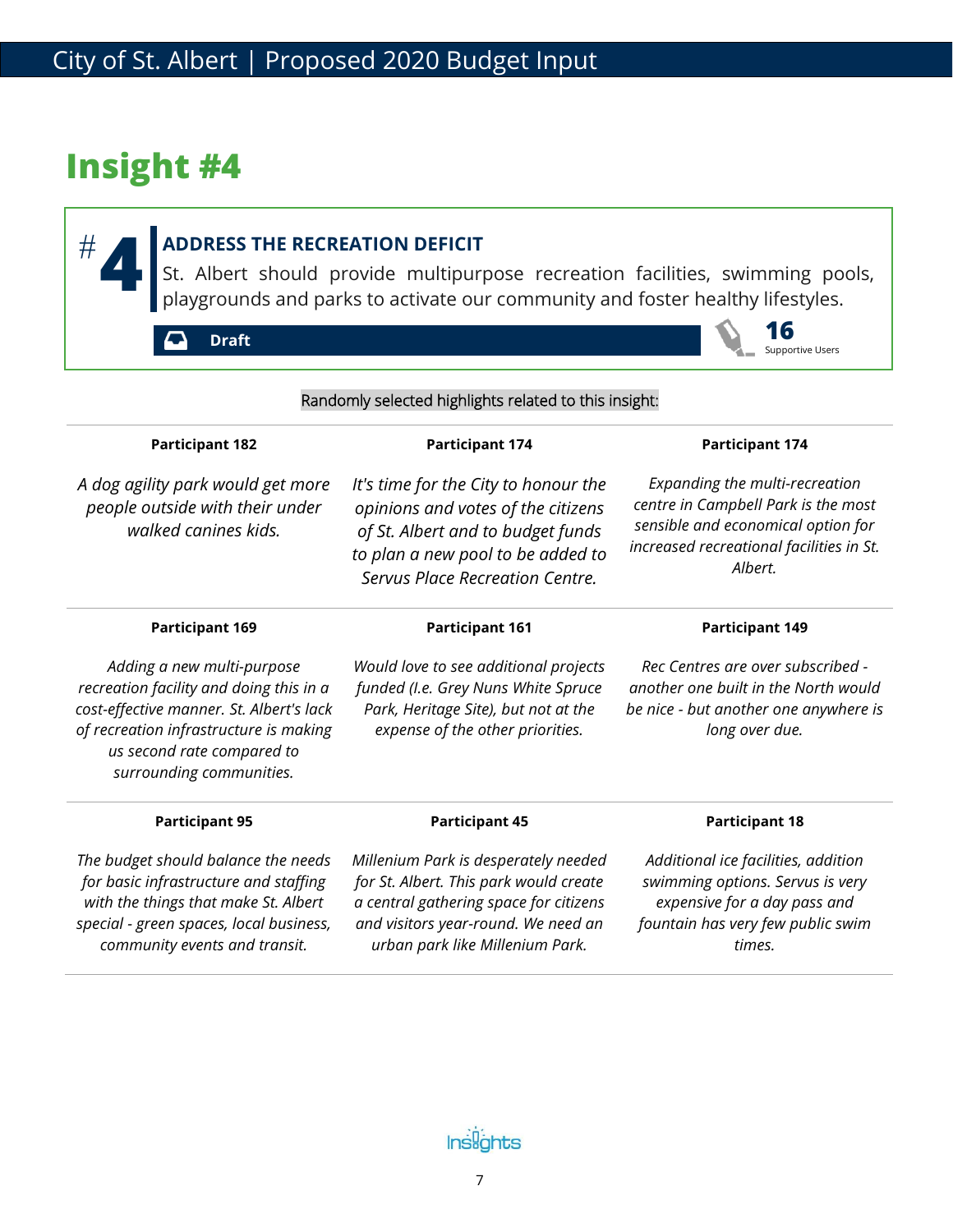# Insight #4

## #4 ADDRESS THE RECREATION DEFICIT

St. Albert should provide multipurpose recreation facilities, swimming pools, playgrounds and parks to activate our community and foster healthy lifestyles.

**Draft**

**16** Supportive Users

Randomly selected highlights related to this insight:

**Participant 182**

*A dog agility park would get more people outside with their under walked canines kids.*

**Participant 174**

*It's time for the City to honour the opinions and votes of the citizens of St. Albert and to budget funds to plan a new pool to be added to Servus Place Recreation Centre.*

**Participant 174**

*Expanding the multi-recreation centre in Campbell Park is the most sensible and economical option for increased recreational facilities in St. Albert.*

**Participant 169**

*Adding a new multi-purpose recreation facility and doing this in a cost-effective manner. St. Albert's lack of recreation infrastructure is making us second rate compared to surrounding communities.*

**Participant 161**

*Would love to see additional projects funded (I.e. Grey Nuns White Spruce Park, Heritage Site), but not at the expense of the other priorities.*

**Participant 149**

*Rec Centres are over subscribed - another one built in the North would be nice - but another one anywhere is long over due.*

**Participant 95**

*The budget should balance the needs for basic infrastructure and staffing with the things that make St. Albert special - green spaces, local business, community events and transit.*

**Participant 45**

*Millenium Park is desperately needed for St. Albert. This park would create a central gathering space for citizens and visitors year-round. We need an urban park like Millenium Park.*

**Participant 18**

*Additional ice facilities, addition swimming options. Servus is very expensive for a day pass and fountain has very few public swim times.*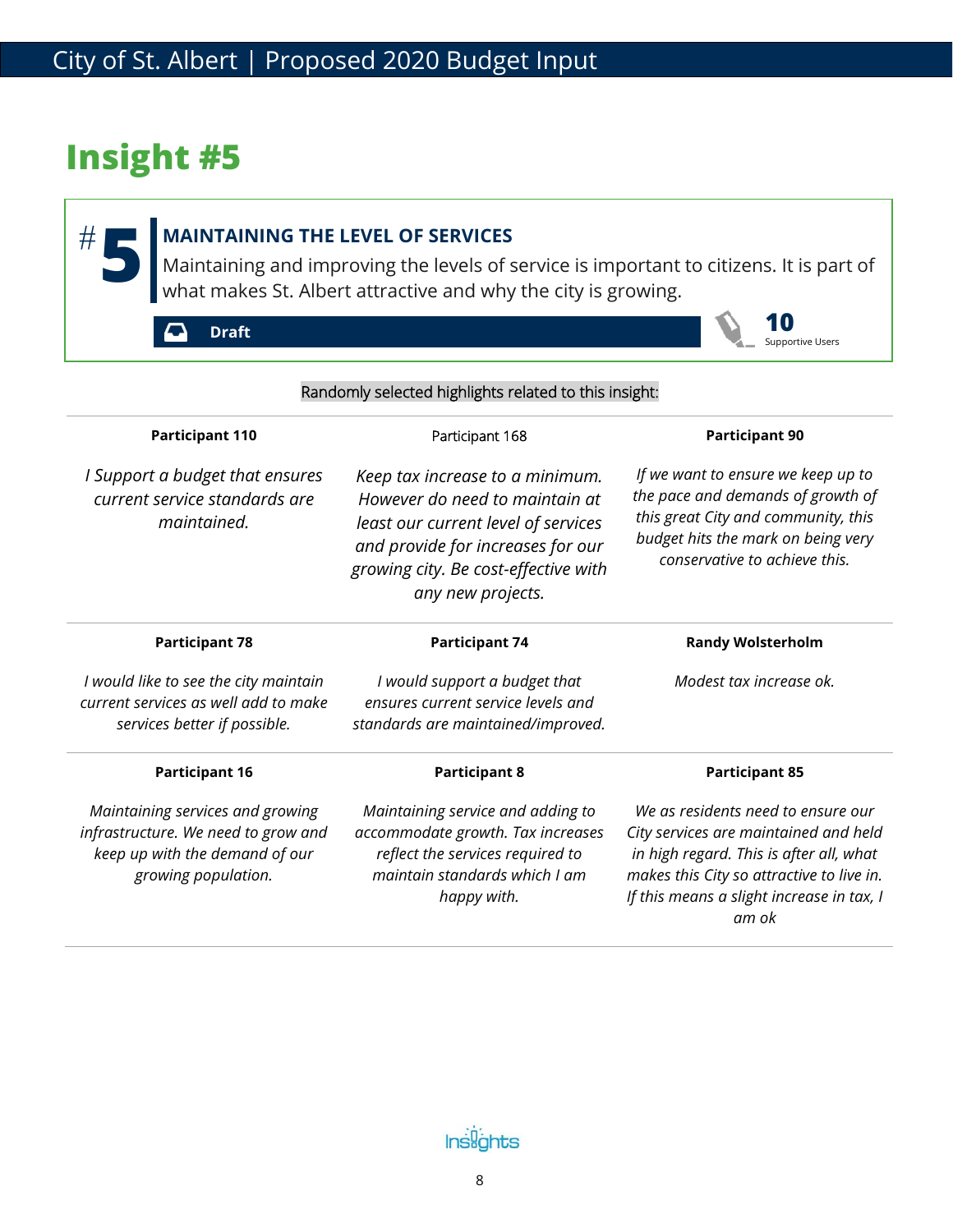# Insight #5

## #5 MAINTAINING THE LEVEL OF SERVICES

Maintaining and improving the levels of service is important to citizens. It is part of what makes St. Albert attractive and why the city is growing.

**Draft**

**10** Supportive Users

Randomly selected highlights related to this insight:

| **Participant 110** | Participant 168 | **Participant 90** |
|---|---|---|
| *I Support a budget that ensures current service standards are maintained.* | *Keep tax increase to a minimum. However do need to maintain at least our current level of services and provide for increases for our growing city. Be cost-effective with any new projects.* | *If we want to ensure we keep up to the pace and demands of growth of this great City and community, this budget hits the mark on being very conservative to achieve this.* |
| **Participant 78** | **Participant 74** | **Randy Wolsterholm** |
| *I would like to see the city maintain current services as well add to make services better if possible.* | *I would support a budget that ensures current service levels and standards are maintained/improved.* | *Modest tax increase ok.* |
| **Participant 16** | **Participant 8** | **Participant 85** |
| *Maintaining services and growing infrastructure. We need to grow and keep up with the demand of our growing population.* | *Maintaining service and adding to accommodate growth. Tax increases reflect the services required to maintain standards which I am happy with.* | *We as residents need to ensure our City services are maintained and held in high regard. This is after all, what makes this City so attractive to live in. If this means a slight increase in tax, I am ok* |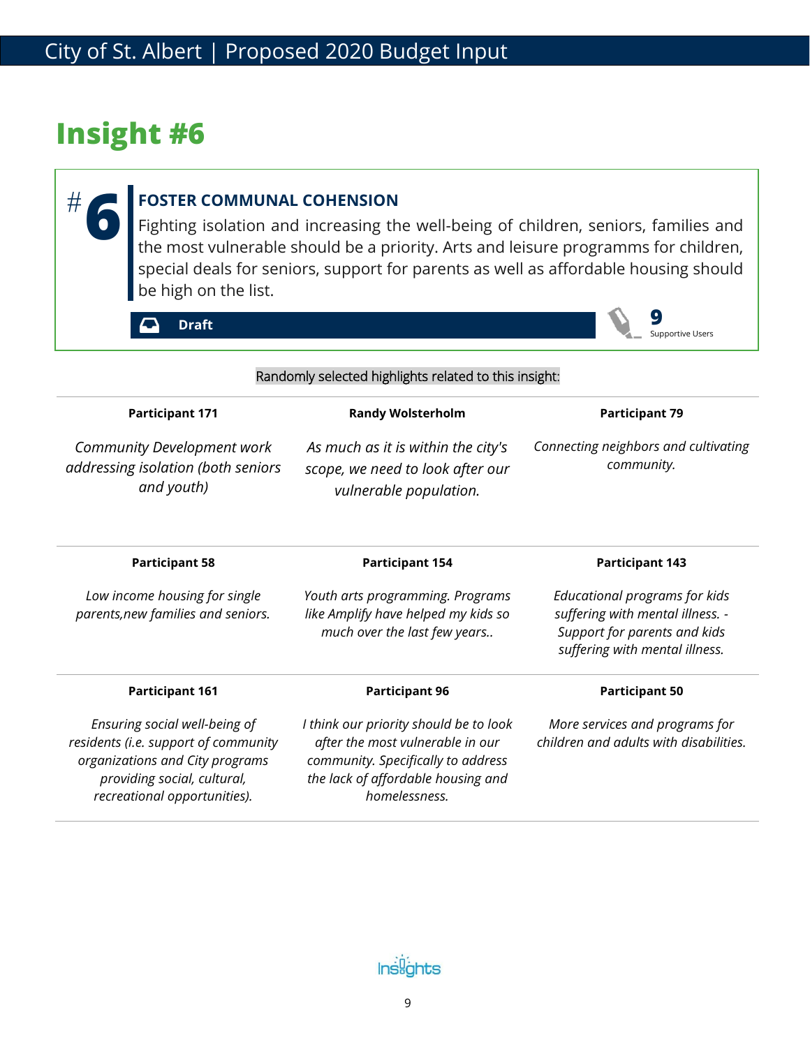# Insight #6

**#6**

### FOSTER COMMUNAL COHENSION

Fighting isolation and increasing the well-being of children, seniors, families and the most vulnerable should be a priority. Arts and leisure programms for children, special deals for seniors, support for parents as well as affordable housing should be high on the list.

**Draft**

**9** Supportive Users

Randomly selected highlights related to this insight:

| Participant 171 | Randy Wolsterholm | Participant 79 |
|---|---|---|
| *Community Development work addressing isolation (both seniors and youth)* | *As much as it is within the city's scope, we need to look after our vulnerable population.* | *Connecting neighbors and cultivating community.* |
| **Participant 58** | **Participant 154** | **Participant 143** |
| *Low income housing for single parents,new families and seniors.* | *Youth arts programming. Programs like Amplify have helped my kids so much over the last few years..* | *Educational programs for kids suffering with mental illness. - Support for parents and kids suffering with mental illness.* |
| **Participant 161** | **Participant 96** | **Participant 50** |
| *Ensuring social well-being of residents (i.e. support of community organizations and City programs providing social, cultural, recreational opportunities).* | *I think our priority should be to look after the most vulnerable in our community. Specifically to address the lack of affordable housing and homelessness.* | *More services and programs for children and adults with disabilities.* |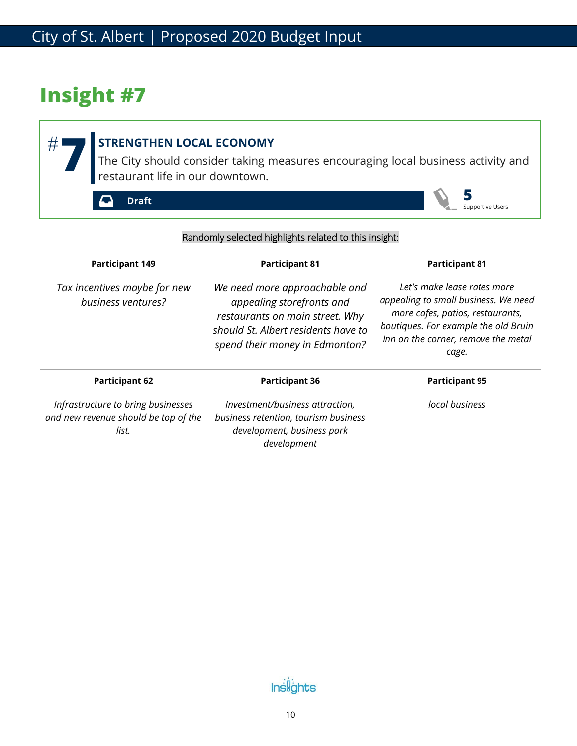# Insight #7

**#7**

## STRENGTHEN LOCAL ECONOMY

The City should consider taking measures encouraging local business activity and restaurant life in our downtown.

**Draft**

**5** Supportive Users

Randomly selected highlights related to this insight:

| Participant 149 | Participant 81 | Participant 81 |
|---|---|---|
| *Tax incentives maybe for new business ventures?* | *We need more approachable and appealing storefronts and restaurants on main street. Why should St. Albert residents have to spend their money in Edmonton?* | *Let's make lease rates more appealing to small business. We need more cafes, patios, restaurants, boutiques. For example the old Bruin Inn on the corner, remove the metal cage.* |
| **Participant 62** | **Participant 36** | **Participant 95** |
| *Infrastructure to bring businesses and new revenue should be top of the list.* | *Investment/business attraction, business retention, tourism business development, business park development* | *local business* |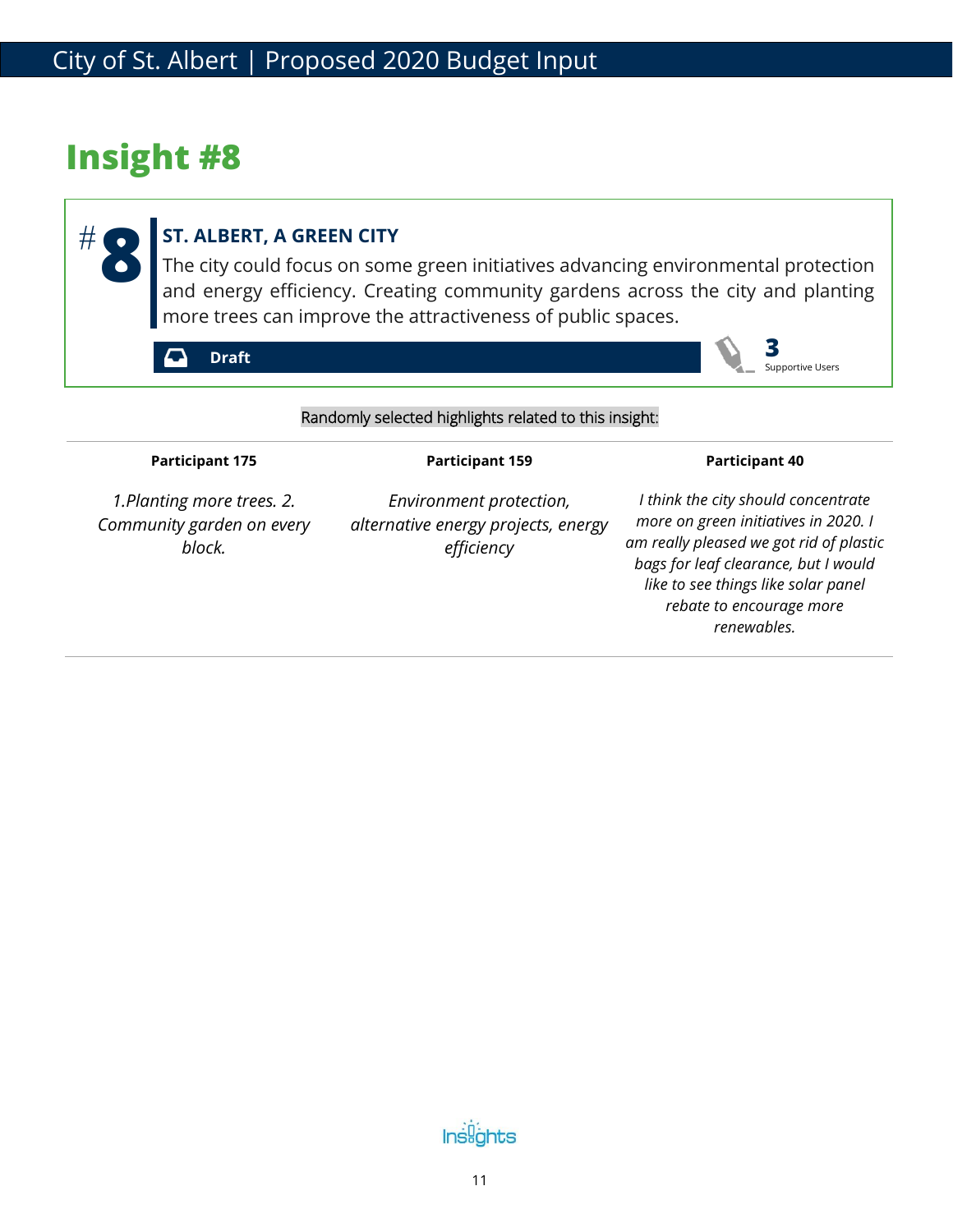# Insight #8

## #8 ST. ALBERT, A GREEN CITY

The city could focus on some green initiatives advancing environmental protection and energy efficiency. Creating community gardens across the city and planting more trees can improve the attractiveness of public spaces.

**Draft**

**3** Supportive Users

Randomly selected highlights related to this insight:

| Participant 175 | Participant 159 | Participant 40 |
|---|---|---|
| *1.Planting more trees. 2. Community garden on every block.* | *Environment protection, alternative energy projects, energy efficiency* | *I think the city should concentrate more on green initiatives in 2020. I am really pleased we got rid of plastic bags for leaf clearance, but I would like to see things like solar panel rebate to encourage more renewables.* |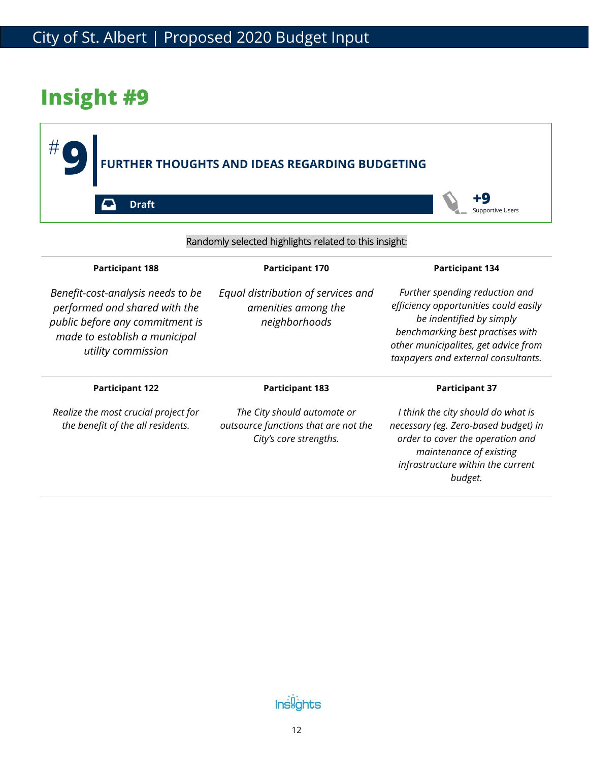# Insight #9

**#9** **FURTHER THOUGHTS AND IDEAS REGARDING BUDGETING**

**Draft**

**+9** Supportive Users

Randomly selected highlights related to this insight:

| Participant 188 | Participant 170 | Participant 134 |
|---|---|---|
| *Benefit-cost-analysis needs to be performed and shared with the public before any commitment is made to establish a municipal utility commission* | *Equal distribution of services and amenities among the neighborhoods* | *Further spending reduction and efficiency opportunities could easily be indentified by simply benchmarking best practises with other municipalites, get advice from taxpayers and external consultants.* |
| **Participant 122** | **Participant 183** | **Participant 37** |
| *Realize the most crucial project for the benefit of the all residents.* | *The City should automate or outsource functions that are not the City's core strengths.* | *I think the city should do what is necessary (eg. Zero-based budget) in order to cover the operation and maintenance of existing infrastructure within the current budget.* |